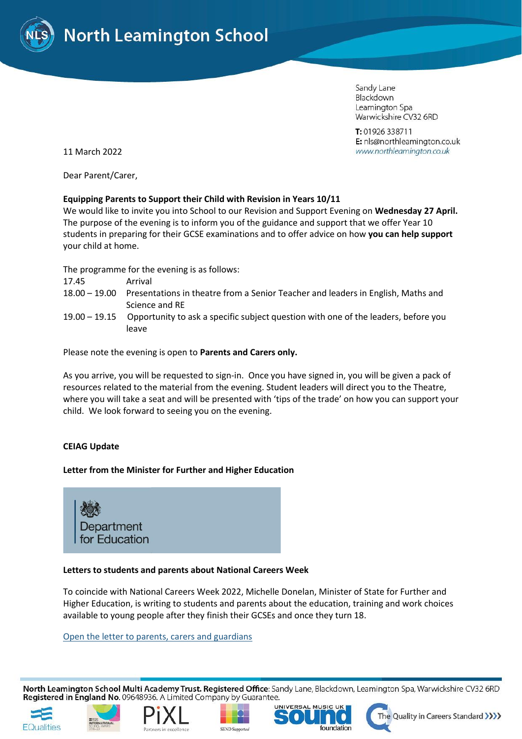# North Leamington School

Sandy Lane
Blackdown
Leamington Spa
Warwickshire CV32 6RD

**T:** 01926 338711
**E:** nls@northleamington.co.uk
www.northleamington.co.uk

11 March 2022

Dear Parent/Carer,

**Equipping Parents to Support their Child with Revision in Years 10/11**

We would like to invite you into School to our Revision and Support Evening on **Wednesday 27 April.** The purpose of the evening is to inform you of the guidance and support that we offer Year 10 students in preparing for their GCSE examinations and to offer advice on how **you can help support** your child at home.

The programme for the evening is as follows:

| | |
|---|---|
| 17.45 | Arrival |
| 18.00 – 19.00 | Presentations in theatre from a Senior Teacher and leaders in English, Maths and Science and RE |
| 19.00 – 19.15 | Opportunity to ask a specific subject question with one of the leaders, before you leave |

Please note the evening is open to **Parents and Carers only.**

As you arrive, you will be requested to sign-in. Once you have signed in, you will be given a pack of resources related to the material from the evening. Student leaders will direct you to the Theatre, where you will take a seat and will be presented with 'tips of the trade' on how you can support your child. We look forward to seeing you on the evening.

**CEIAG Update**

**Letter from the Minister for Further and Higher Education**

Department for Education

**Letters to students and parents about National Careers Week**

To coincide with National Careers Week 2022, Michelle Donelan, Minister of State for Further and Higher Education, is writing to students and parents about the education, training and work choices available to young people after they finish their GCSEs and once they turn 18.

[Open the letter to parents, carers and guardians]

**North Leamington School Multi Academy Trust. Registered Office**: Sandy Lane, Blackdown, Leamington Spa, Warwickshire CV32 6RD
**Registered in England No.** 09648936. A Limited Company by Guarantee.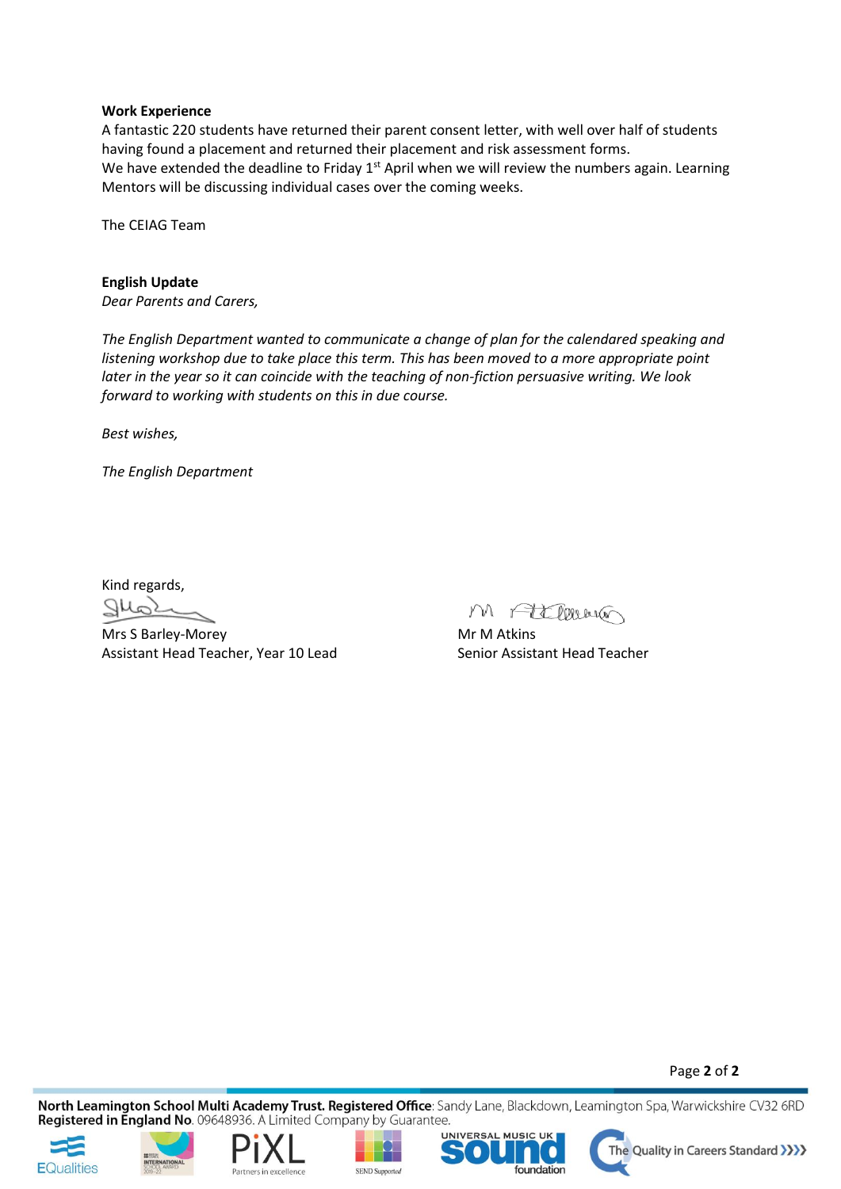**Work Experience**

A fantastic 220 students have returned their parent consent letter, with well over half of students having found a placement and returned their placement and risk assessment forms.

We have extended the deadline to Friday 1st April when we will review the numbers again. Learning Mentors will be discussing individual cases over the coming weeks.

The CEIAG Team

**English Update**

*Dear Parents and Carers,*

*The English Department wanted to communicate a change of plan for the calendared speaking and listening workshop due to take place this term. This has been moved to a more appropriate point later in the year so it can coincide with the teaching of non-fiction persuasive writing. We look forward to working with students on this in due course.*

*Best wishes,*

*The English Department*

Kind regards,

Mrs S Barley-Morey
Assistant Head Teacher, Year 10 Lead

Mr M Atkins
Senior Assistant Head Teacher

**North Leamington School Multi Academy Trust. Registered Office**: Sandy Lane, Blackdown, Leamington Spa, Warwickshire CV32 6RD
**Registered in England No**. 09648936. A Limited Company by Guarantee.